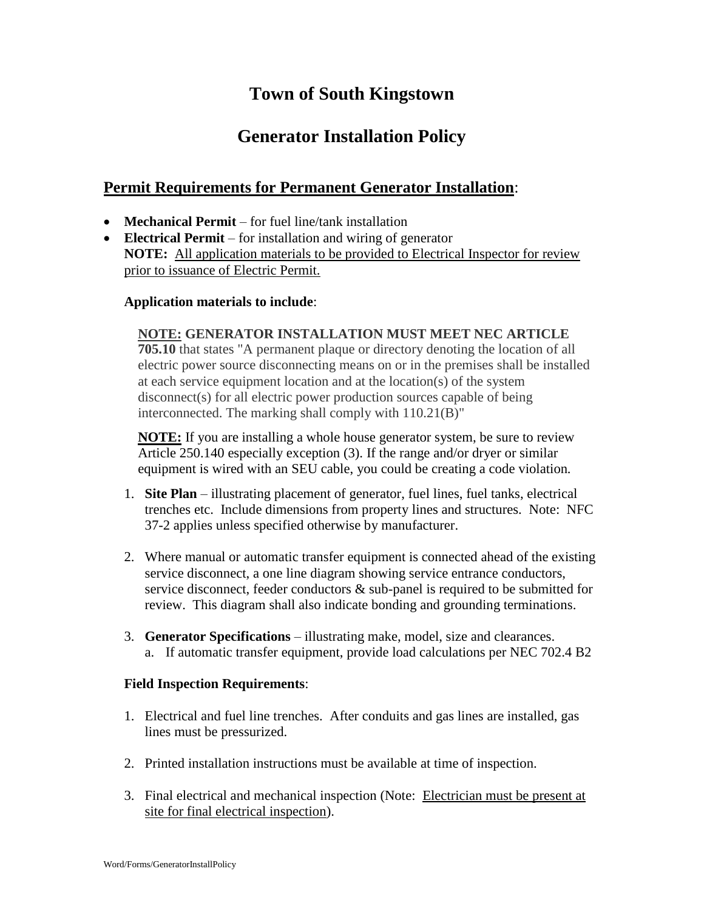# Town of South Kingstown

# Generator Installation Policy

## Permit Requirements for Permanent Generator Installation:

- **Mechanical Permit** – for fuel line/tank installation
- **Electrical Permit** – for installation and wiring of generator
  **NOTE:** All application materials to be provided to Electrical Inspector for review prior to issuance of Electric Permit.

**Application materials to include**:

**NOTE: GENERATOR INSTALLATION MUST MEET NEC ARTICLE 705.10** that states "A permanent plaque or directory denoting the location of all electric power source disconnecting means on or in the premises shall be installed at each service equipment location and at the location(s) of the system disconnect(s) for all electric power production sources capable of being interconnected. The marking shall comply with 110.21(B)"

**NOTE:** If you are installing a whole house generator system, be sure to review Article 250.140 especially exception (3). If the range and/or dryer or similar equipment is wired with an SEU cable, you could be creating a code violation.

1. **Site Plan** – illustrating placement of generator, fuel lines, fuel tanks, electrical trenches etc. Include dimensions from property lines and structures. Note: NFC 37-2 applies unless specified otherwise by manufacturer.

2. Where manual or automatic transfer equipment is connected ahead of the existing service disconnect, a one line diagram showing service entrance conductors, service disconnect, feeder conductors & sub-panel is required to be submitted for review. This diagram shall also indicate bonding and grounding terminations.

3. **Generator Specifications** – illustrating make, model, size and clearances.
   a. If automatic transfer equipment, provide load calculations per NEC 702.4 B2

**Field Inspection Requirements**:

1. Electrical and fuel line trenches. After conduits and gas lines are installed, gas lines must be pressurized.

2. Printed installation instructions must be available at time of inspection.

3. Final electrical and mechanical inspection (Note: Electrician must be present at site for final electrical inspection).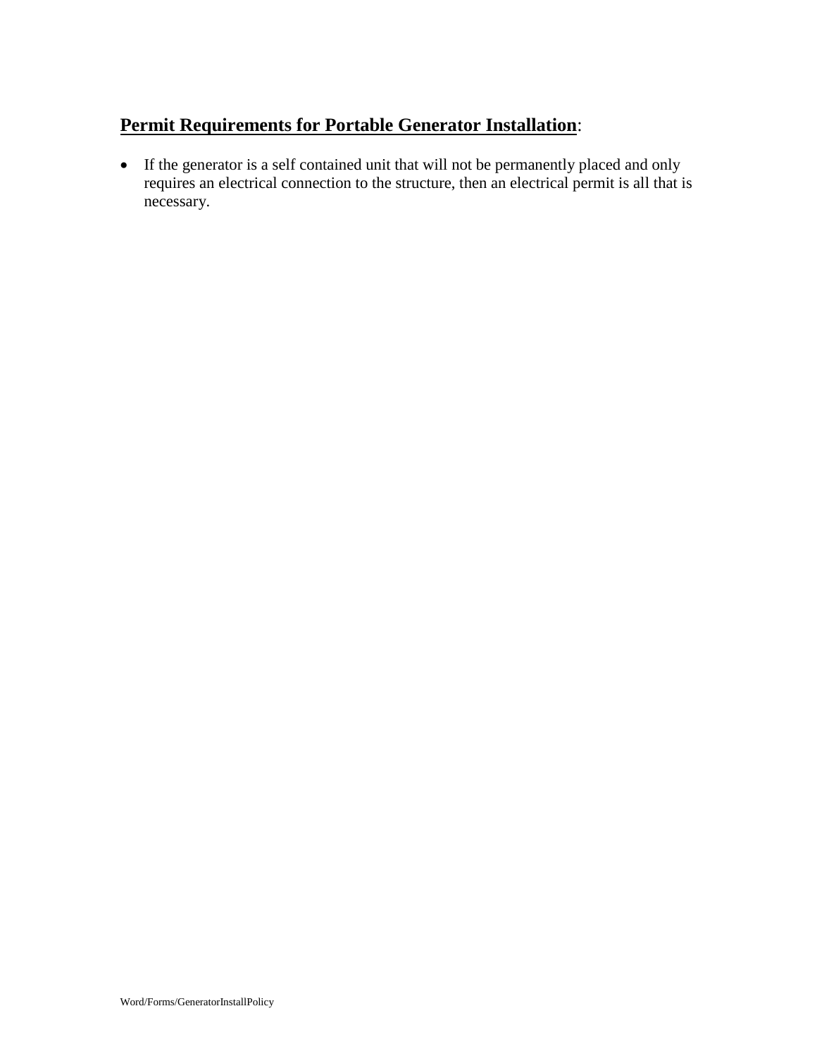## **Permit Requirements for Portable Generator Installation**:

- If the generator is a self contained unit that will not be permanently placed and only requires an electrical connection to the structure, then an electrical permit is all that is necessary.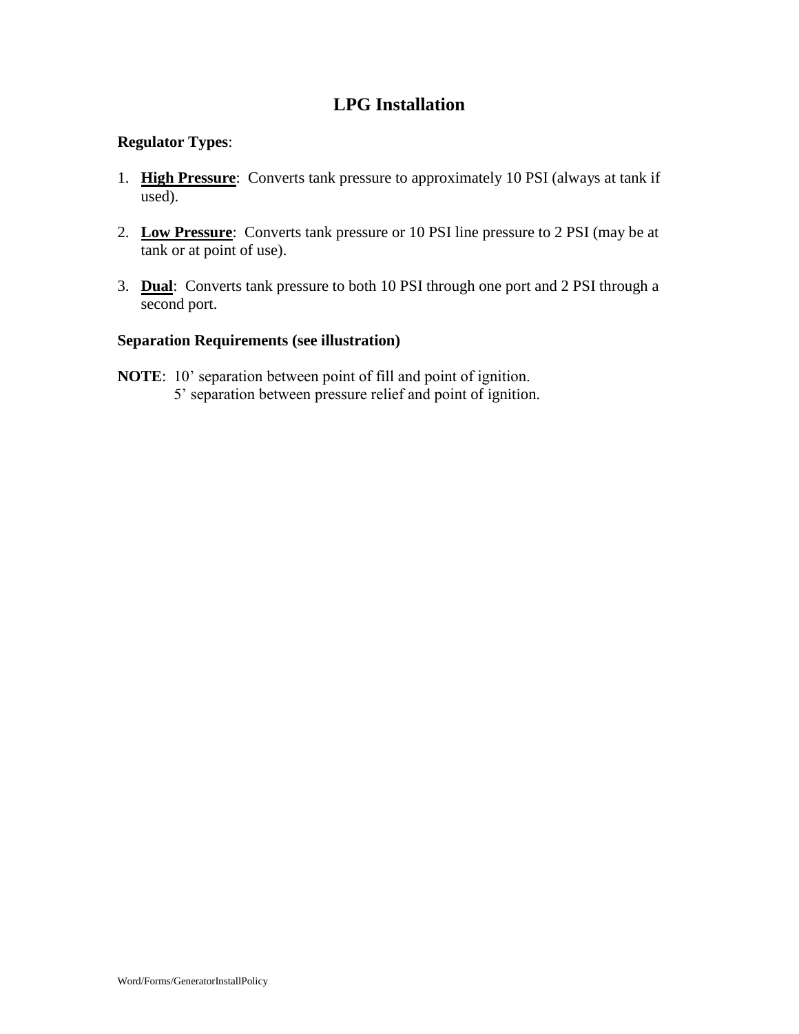# LPG Installation

**Regulator Types**:

1. **High Pressure**: Converts tank pressure to approximately 10 PSI (always at tank if used).

2. **Low Pressure**: Converts tank pressure or 10 PSI line pressure to 2 PSI (may be at tank or at point of use).

3. **Dual**: Converts tank pressure to both 10 PSI through one port and 2 PSI through a second port.

**Separation Requirements (see illustration)**

**NOTE**: 10' separation between point of fill and point of ignition.
5' separation between pressure relief and point of ignition.